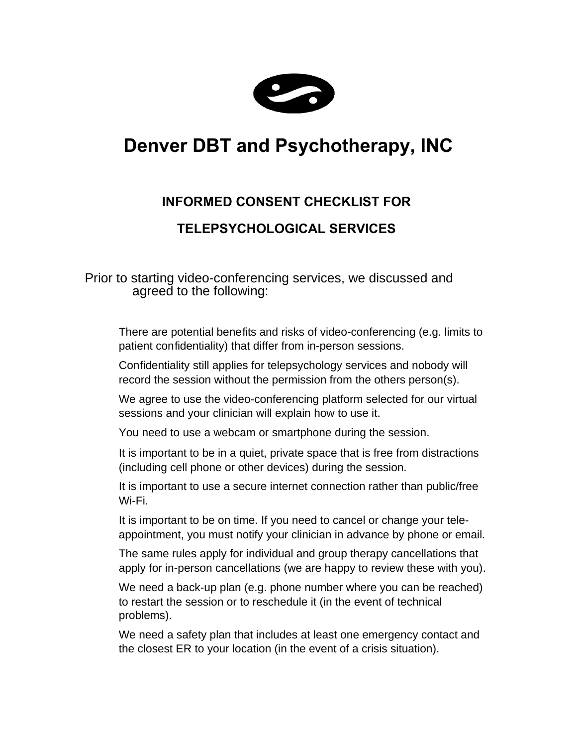# Denver DBT and Psychotherapy, INC

## INFORMED CONSENT CHECKLIST FOR TELEPSYCHOLOGICAL SERVICES

Prior to starting video-conferencing services, we discussed and agreed to the following:

There are potential benefits and risks of video-conferencing (e.g. limits to patient confidentiality) that differ from in-person sessions.

Confidentiality still applies for telepsychology services and nobody will record the session without the permission from the others person(s).

We agree to use the video-conferencing platform selected for our virtual sessions and your clinician will explain how to use it.

You need to use a webcam or smartphone during the session.

It is important to be in a quiet, private space that is free from distractions (including cell phone or other devices) during the session.

It is important to use a secure internet connection rather than public/free Wi-Fi.

It is important to be on time. If you need to cancel or change your tele-appointment, you must notify your clinician in advance by phone or email.

The same rules apply for individual and group therapy cancellations that apply for in-person cancellations (we are happy to review these with you).

We need a back-up plan (e.g. phone number where you can be reached) to restart the session or to reschedule it (in the event of technical problems).

We need a safety plan that includes at least one emergency contact and the closest ER to your location (in the event of a crisis situation).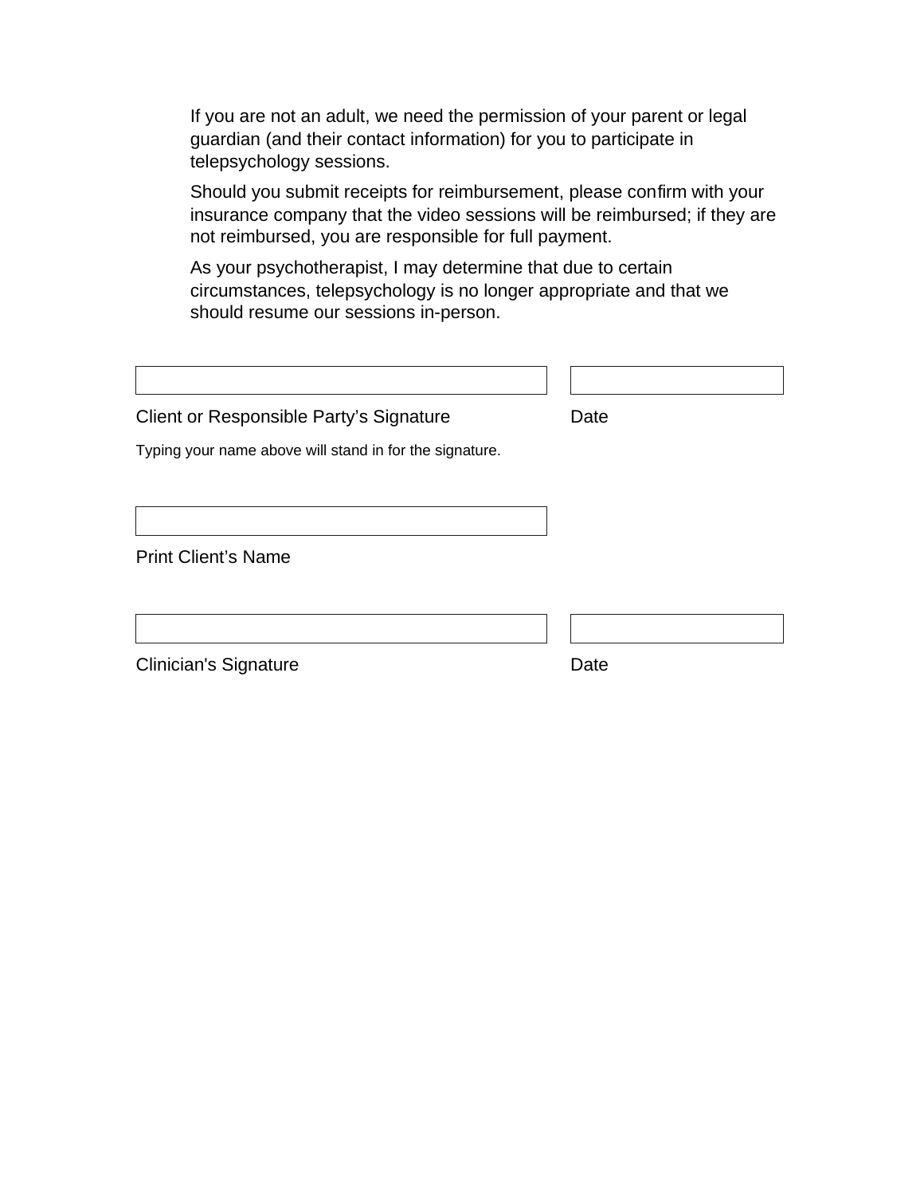If you are not an adult, we need the permission of your parent or legal guardian (and their contact information) for you to participate in telepsychology sessions.

Should you submit receipts for reimbursement, please confirm with your insurance company that the video sessions will be reimbursed; if they are not reimbursed, you are responsible for full payment.

As your psychotherapist, I may determine that due to certain circumstances, telepsychology is no longer appropriate and that we should resume our sessions in-person.

Client or Responsible Party's Signature

Date

Typing your name above will stand in for the signature.

Print Client's Name

Clinician's Signature

Date